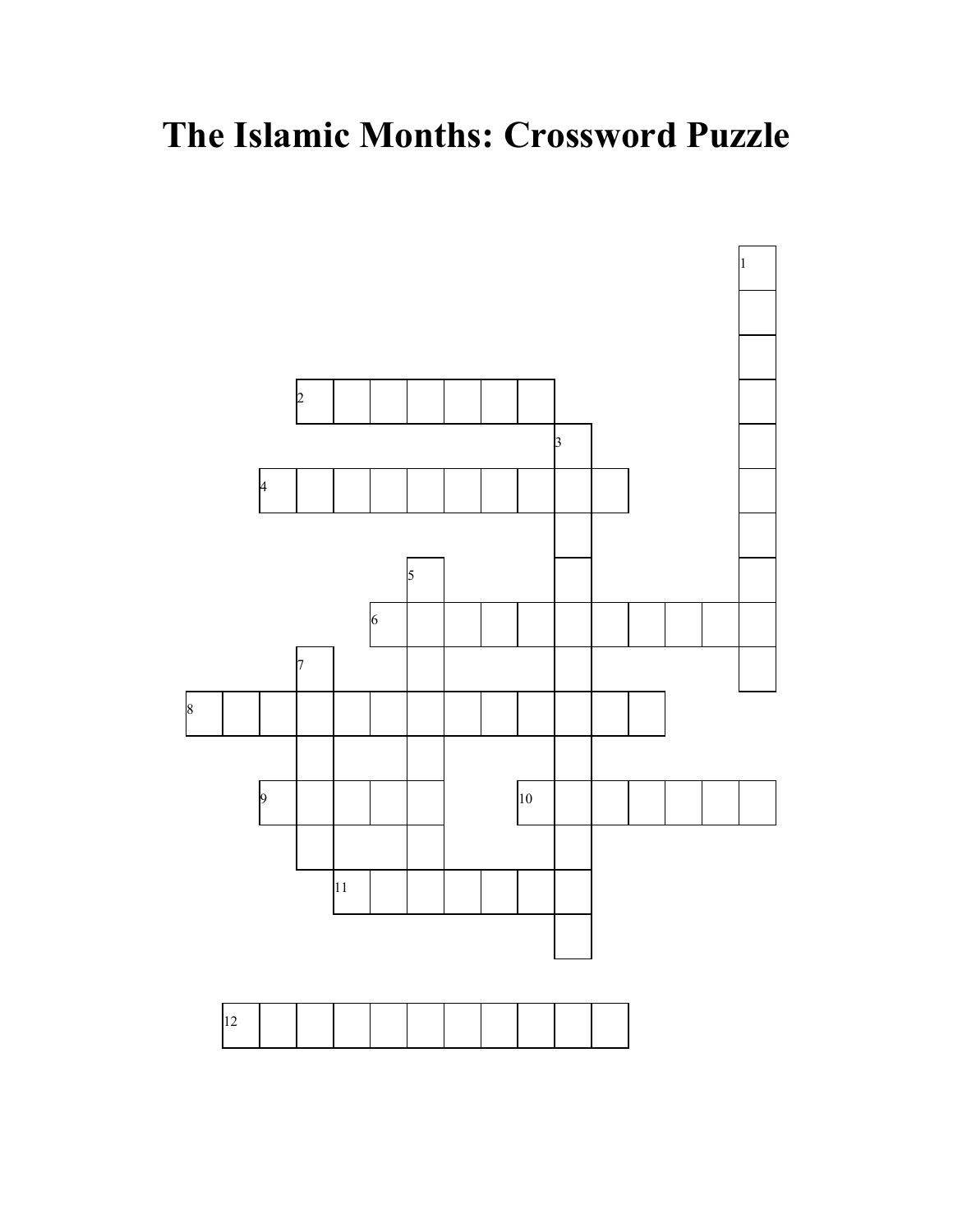# The Islamic Months: Crossword Puzzle

1 2 3 4 5 6 7 8 9 10 11 12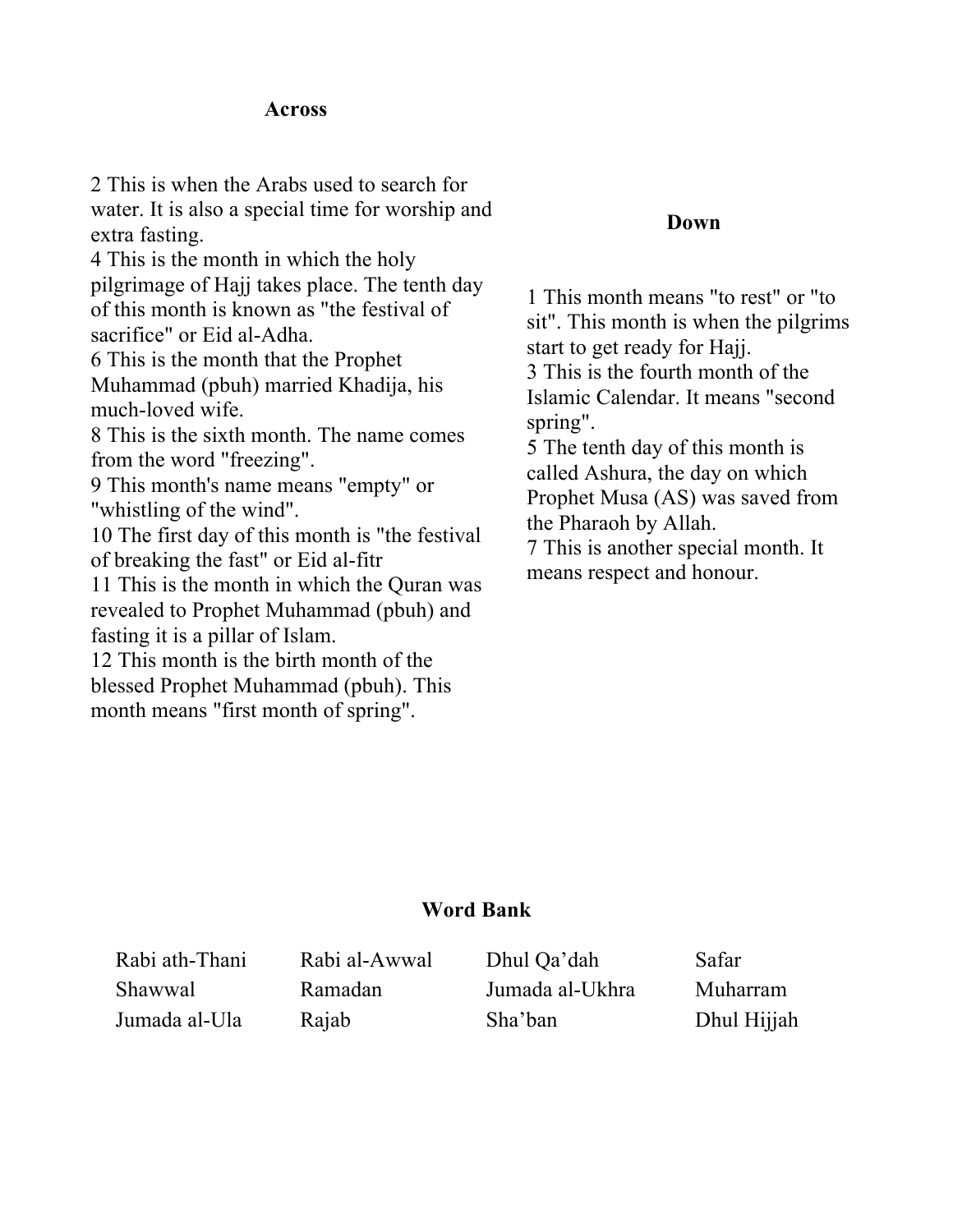### Across

2 This is when the Arabs used to search for water. It is also a special time for worship and extra fasting.
4 This is the month in which the holy pilgrimage of Hajj takes place. The tenth day of this month is known as "the festival of sacrifice" or Eid al-Adha.
6 This is the month that the Prophet Muhammad (pbuh) married Khadija, his much-loved wife.
8 This is the sixth month. The name comes from the word "freezing".
9 This month's name means "empty" or "whistling of the wind".
10 The first day of this month is "the festival of breaking the fast" or Eid al-fitr
11 This is the month in which the Quran was revealed to Prophet Muhammad (pbuh) and fasting it is a pillar of Islam.
12 This month is the birth month of the blessed Prophet Muhammad (pbuh). This month means "first month of spring".

### Down

1 This month means "to rest" or "to sit". This month is when the pilgrims start to get ready for Hajj.
3 This is the fourth month of the Islamic Calendar. It means "second spring".
5 The tenth day of this month is called Ashura, the day on which Prophet Musa (AS) was saved from the Pharaoh by Allah.
7 This is another special month. It means respect and honour.

### Word Bank

| | | | |
|---|---|---|---|
| Rabi ath-Thani | Rabi al-Awwal | Dhul Qa'dah | Safar |
| Shawwal | Ramadan | Jumada al-Ukhra | Muharram |
| Jumada al-Ula | Rajab | Sha'ban | Dhul Hijjah |